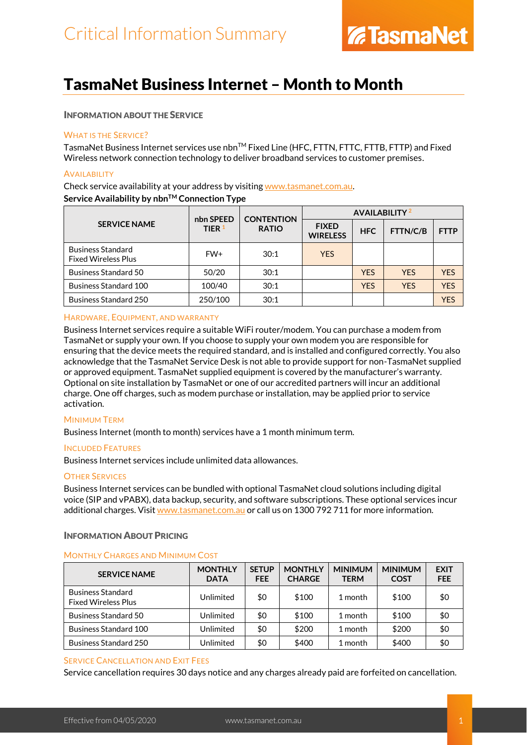Critical Information Summary

# TasmaNet Business Internet – Month to Month

## Information about the Service

### What is the Service?

TasmaNet Business Internet services use nbn™ Fixed Line (HFC, FTTN, FTTC, FTTB, FTTP) and Fixed Wireless network connection technology to deliver broadband services to customer premises.

### Availability

Check service availability at your address by visiting www.tasmanet.com.au.

**Service Availability by nbn™ Connection Type**

| SERVICE NAME | nbn SPEED TIER [1] | CONTENTION RATIO | AVAILABILITY [2] | | | |
|---|---|---|---|---|---|---|
| | | | FIXED WIRELESS | HFC | FTTN/C/B | FTTP |
| Business Standard Fixed Wireless Plus | FW+ | 30:1 | YES | | | |
| Business Standard 50 | 50/20 | 30:1 | | YES | YES | YES |
| Business Standard 100 | 100/40 | 30:1 | | YES | YES | YES |
| Business Standard 250 | 250/100 | 30:1 | | | | YES |

### Hardware, Equipment, and Warranty

Business Internet services require a suitable WiFi router/modem. You can purchase a modem from TasmaNet or supply your own. If you choose to supply your own modem you are responsible for ensuring that the device meets the required standard, and is installed and configured correctly. You also acknowledge that the TasmaNet Service Desk is not able to provide support for non-TasmaNet supplied or approved equipment. TasmaNet supplied equipment is covered by the manufacturer's warranty. Optional on site installation by TasmaNet or one of our accredited partners will incur an additional charge. One off charges, such as modem purchase or installation, may be applied prior to service activation.

### Minimum Term

Business Internet (month to month) services have a 1 month minimum term.

### Included Features

Business Internet services include unlimited data allowances.

### Other Services

Business Internet services can be bundled with optional TasmaNet cloud solutions including digital voice (SIP and vPABX), data backup, security, and software subscriptions. These optional services incur additional charges. Visit www.tasmanet.com.au or call us on 1300 792 711 for more information.

## Information About Pricing

### Monthly Charges and Minimum Cost

| SERVICE NAME | MONTHLY DATA | SETUP FEE | MONTHLY CHARGE | MINIMUM TERM | MINIMUM COST | EXIT FEE |
|---|---|---|---|---|---|---|
| Business Standard Fixed Wireless Plus | Unlimited | $0 | $100 | 1 month | $100 | $0 |
| Business Standard 50 | Unlimited | $0 | $100 | 1 month | $100 | $0 |
| Business Standard 100 | Unlimited | $0 | $200 | 1 month | $200 | $0 |
| Business Standard 250 | Unlimited | $0 | $400 | 1 month | $400 | $0 |

### Service Cancellation and Exit Fees

Service cancellation requires 30 days notice and any charges already paid are forfeited on cancellation.

Effective from 04/05/2020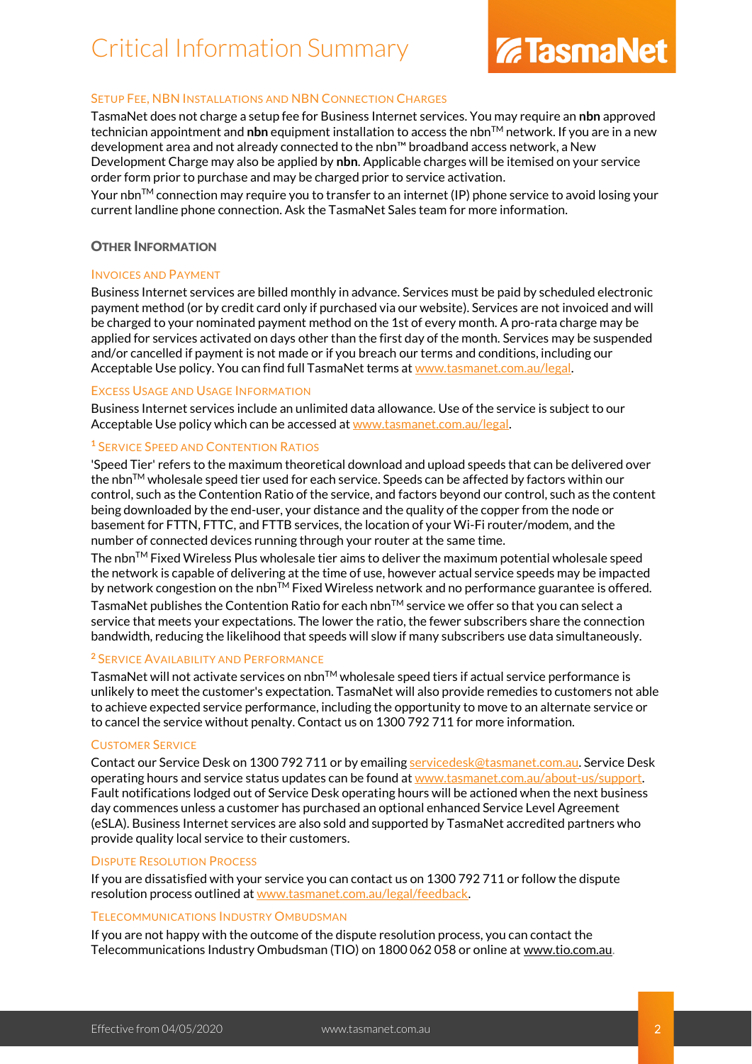# Critical Information Summary

## Setup Fee, NBN Installations and NBN Connection Charges

TasmaNet does not charge a setup fee for Business Internet services. You may require an **nbn** approved technician appointment and **nbn** equipment installation to access the nbn™ network. If you are in a new development area and not already connected to the nbn™ broadband access network, a New Development Charge may also be applied by **nbn**. Applicable charges will be itemised on your service order form prior to purchase and may be charged prior to service activation.

Your nbn™ connection may require you to transfer to an internet (IP) phone service to avoid losing your current landline phone connection. Ask the TasmaNet Sales team for more information.

## Other Information

### Invoices and Payment

Business Internet services are billed monthly in advance. Services must be paid by scheduled electronic payment method (or by credit card only if purchased via our website). Services are not invoiced and will be charged to your nominated payment method on the 1st of every month. A pro-rata charge may be applied for services activated on days other than the first day of the month. Services may be suspended and/or cancelled if payment is not made or if you breach our terms and conditions, including our Acceptable Use policy. You can find full TasmaNet terms at www.tasmanet.com.au/legal.

### Excess Usage and Usage Information

Business Internet services include an unlimited data allowance. Use of the service is subject to our Acceptable Use policy which can be accessed at www.tasmanet.com.au/legal.

### [1] Service Speed and Contention Ratios

'Speed Tier' refers to the maximum theoretical download and upload speeds that can be delivered over the nbn™ wholesale speed tier used for each service. Speeds can be affected by factors within our control, such as the Contention Ratio of the service, and factors beyond our control, such as the content being downloaded by the end-user, your distance and the quality of the copper from the node or basement for FTTN, FTTC, and FTTB services, the location of your Wi-Fi router/modem, and the number of connected devices running through your router at the same time.

The nbn™ Fixed Wireless Plus wholesale tier aims to deliver the maximum potential wholesale speed the network is capable of delivering at the time of use, however actual service speeds may be impacted by network congestion on the nbn™ Fixed Wireless network and no performance guarantee is offered.

TasmaNet publishes the Contention Ratio for each nbn™ service we offer so that you can select a service that meets your expectations. The lower the ratio, the fewer subscribers share the connection bandwidth, reducing the likelihood that speeds will slow if many subscribers use data simultaneously.

### [2] Service Availability and Performance

TasmaNet will not activate services on nbn™ wholesale speed tiers if actual service performance is unlikely to meet the customer's expectation. TasmaNet will also provide remedies to customers not able to achieve expected service performance, including the opportunity to move to an alternate service or to cancel the service without penalty. Contact us on 1300 792 711 for more information.

### Customer Service

Contact our Service Desk on 1300 792 711 or by emailing servicedesk@tasmanet.com.au. Service Desk operating hours and service status updates can be found at www.tasmanet.com.au/about-us/support. Fault notifications lodged out of Service Desk operating hours will be actioned when the next business day commences unless a customer has purchased an optional enhanced Service Level Agreement (eSLA). Business Internet services are also sold and supported by TasmaNet accredited partners who provide quality local service to their customers.

### Dispute Resolution Process

If you are dissatisfied with your service you can contact us on 1300 792 711 or follow the dispute resolution process outlined at www.tasmanet.com.au/legal/feedback.

### Telecommunications Industry Ombudsman

If you are not happy with the outcome of the dispute resolution process, you can contact the Telecommunications Industry Ombudsman (TIO) on 1800 062 058 or online at www.tio.com.au.

Effective from 04/05/2020